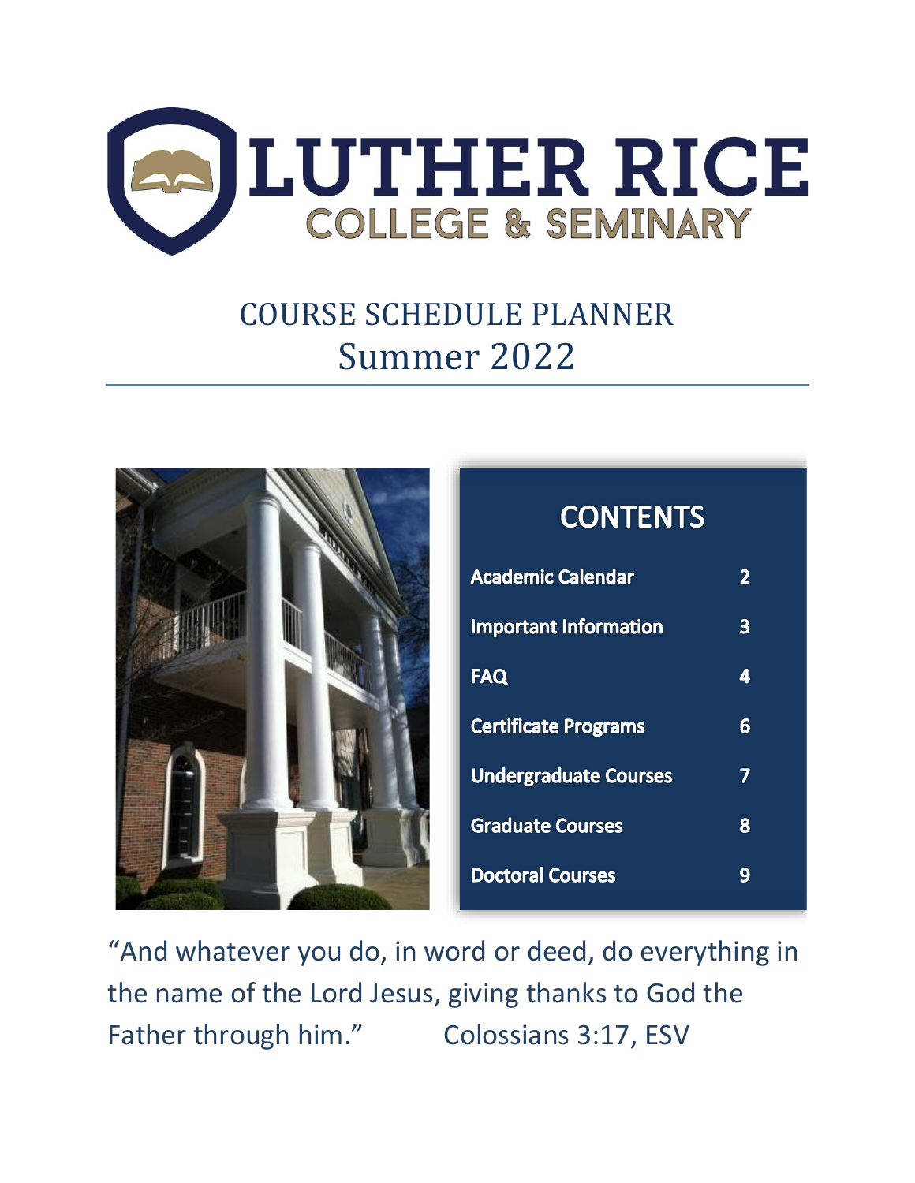# LUTHER RICE

## COLLEGE & SEMINARY

# COURSE SCHEDULE PLANNER
# Summer 2022

## CONTENTS

| | |
|---|---|
| **Academic Calendar** | **2** |
| **Important Information** | **3** |
| **FAQ** | **4** |
| **Certificate Programs** | **6** |
| **Undergraduate Courses** | **7** |
| **Graduate Courses** | **8** |
| **Doctoral Courses** | **9** |

"And whatever you do, in word or deed, do everything in the name of the Lord Jesus, giving thanks to God the Father through him." Colossians 3:17, ESV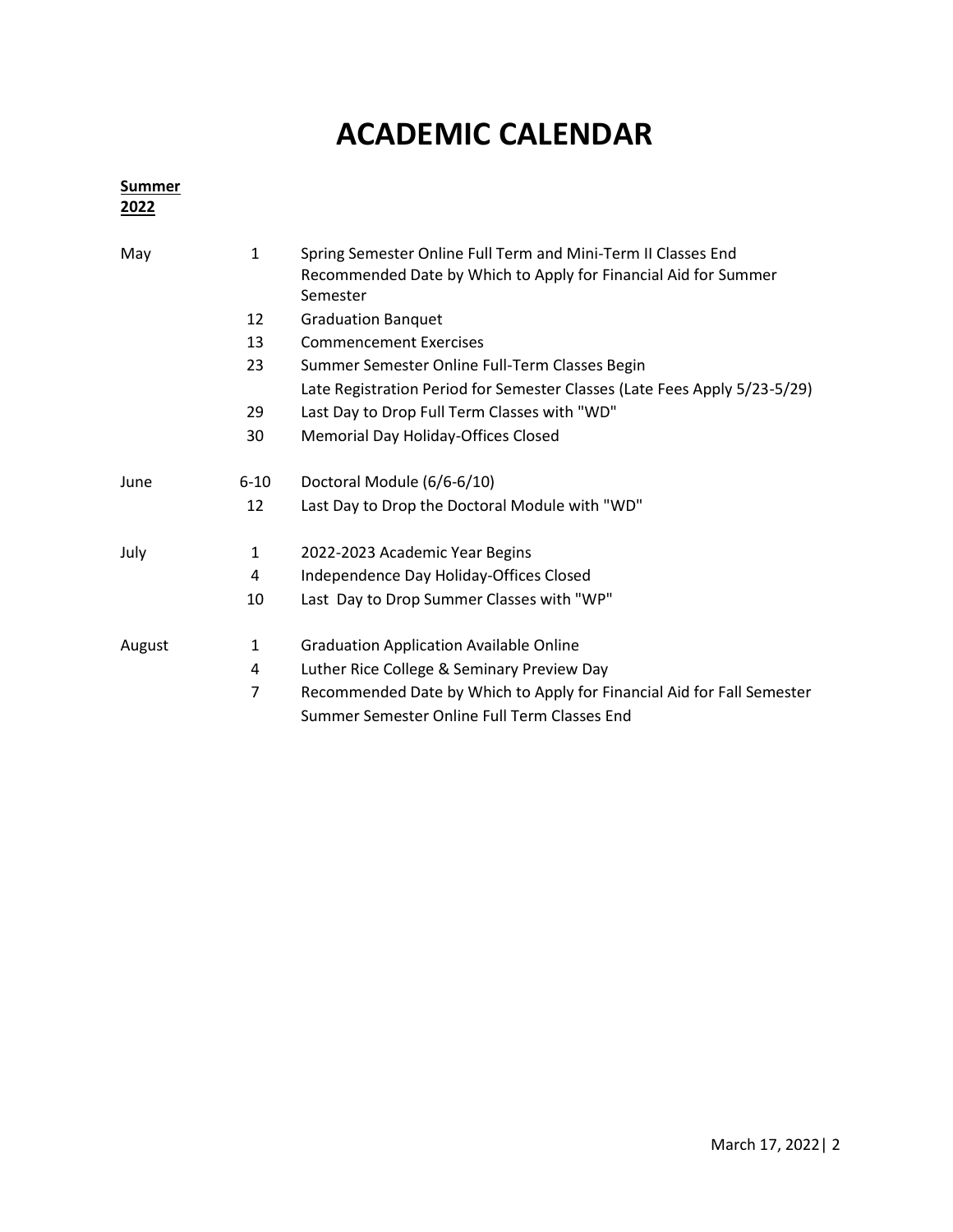# ACADEMIC CALENDAR

**Summer 2022**

| | | |
|---|---|---|
| May | 1 | Spring Semester Online Full Term and Mini-Term II Classes End |
| | | Recommended Date by Which to Apply for Financial Aid for Summer Semester |
| | 12 | Graduation Banquet |
| | 13 | Commencement Exercises |
| | 23 | Summer Semester Online Full-Term Classes Begin |
| | | Late Registration Period for Semester Classes (Late Fees Apply 5/23-5/29) |
| | 29 | Last Day to Drop Full Term Classes with "WD" |
| | 30 | Memorial Day Holiday-Offices Closed |
| June | 6-10 | Doctoral Module (6/6-6/10) |
| | 12 | Last Day to Drop the Doctoral Module with "WD" |
| July | 1 | 2022-2023 Academic Year Begins |
| | 4 | Independence Day Holiday-Offices Closed |
| | 10 | Last Day to Drop Summer Classes with "WP" |
| August | 1 | Graduation Application Available Online |
| | 4 | Luther Rice College & Seminary Preview Day |
| | 7 | Recommended Date by Which to Apply for Financial Aid for Fall Semester |
| | | Summer Semester Online Full Term Classes End |

March 17, 2022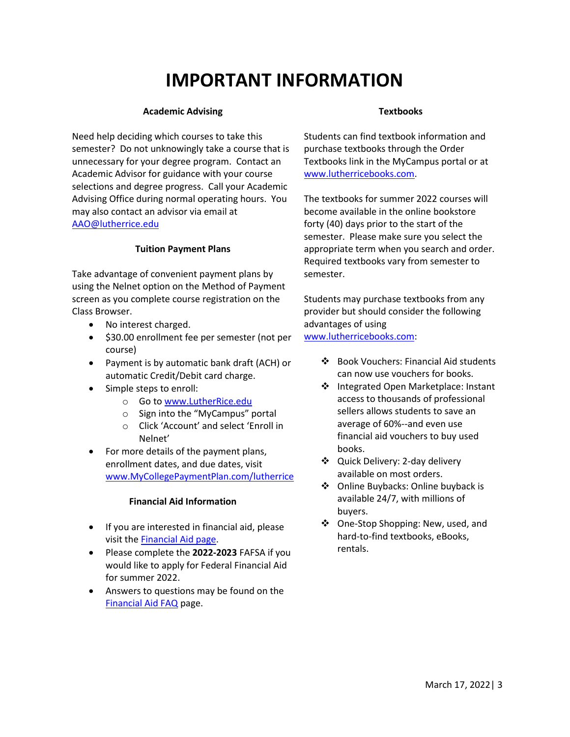# IMPORTANT INFORMATION

### Academic Advising

Need help deciding which courses to take this semester? Do not unknowingly take a course that is unnecessary for your degree program. Contact an Academic Advisor for guidance with your course selections and degree progress. Call your Academic Advising Office during normal operating hours. You may also contact an advisor via email at AAO@lutherrice.edu

### Tuition Payment Plans

Take advantage of convenient payment plans by using the Nelnet option on the Method of Payment screen as you complete course registration on the Class Browser.

- No interest charged.
- $30.00 enrollment fee per semester (not per course)
- Payment is by automatic bank draft (ACH) or automatic Credit/Debit card charge.
- Simple steps to enroll:
  - Go to www.LutherRice.edu
  - Sign into the "MyCampus" portal
  - Click 'Account' and select 'Enroll in Nelnet'
- For more details of the payment plans, enrollment dates, and due dates, visit www.MyCollegePaymentPlan.com/lutherrice

### Financial Aid Information

- If you are interested in financial aid, please visit the Financial Aid page.
- Please complete the **2022-2023** FAFSA if you would like to apply for Federal Financial Aid for summer 2022.
- Answers to questions may be found on the Financial Aid FAQ page.

### Textbooks

Students can find textbook information and purchase textbooks through the Order Textbooks link in the MyCampus portal or at www.lutherricebooks.com.

The textbooks for summer 2022 courses will become available in the online bookstore forty (40) days prior to the start of the semester. Please make sure you select the appropriate term when you search and order. Required textbooks vary from semester to semester.

Students may purchase textbooks from any provider but should consider the following advantages of using www.lutherricebooks.com:

- Book Vouchers: Financial Aid students can now use vouchers for books.
- Integrated Open Marketplace: Instant access to thousands of professional sellers allows students to save an average of 60%--and even use financial aid vouchers to buy used books.
- Quick Delivery: 2-day delivery available on most orders.
- Online Buybacks: Online buyback is available 24/7, with millions of buyers.
- One-Stop Shopping: New, used, and hard-to-find textbooks, eBooks, rentals.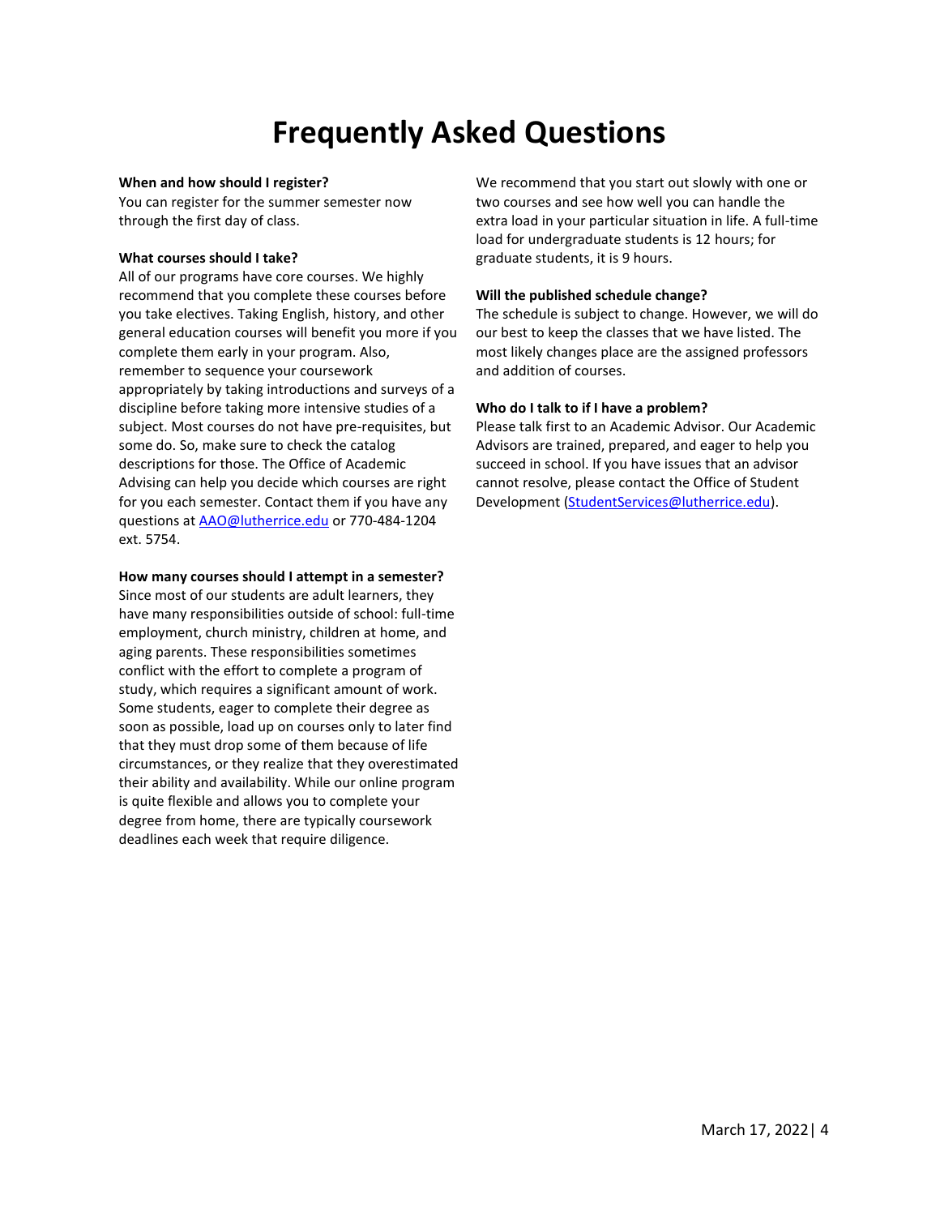# Frequently Asked Questions

**When and how should I register?**

You can register for the summer semester now through the first day of class.

**What courses should I take?**

All of our programs have core courses. We highly recommend that you complete these courses before you take electives. Taking English, history, and other general education courses will benefit you more if you complete them early in your program. Also, remember to sequence your coursework appropriately by taking introductions and surveys of a discipline before taking more intensive studies of a subject. Most courses do not have pre-requisites, but some do. So, make sure to check the catalog descriptions for those. The Office of Academic Advising can help you decide which courses are right for you each semester. Contact them if you have any questions at [AAO@lutherrice.edu](mailto:AAO@lutherrice.edu) or 770-484-1204 ext. 5754.

**How many courses should I attempt in a semester?**

Since most of our students are adult learners, they have many responsibilities outside of school: full-time employment, church ministry, children at home, and aging parents. These responsibilities sometimes conflict with the effort to complete a program of study, which requires a significant amount of work. Some students, eager to complete their degree as soon as possible, load up on courses only to later find that they must drop some of them because of life circumstances, or they realize that they overestimated their ability and availability. While our online program is quite flexible and allows you to complete your degree from home, there are typically coursework deadlines each week that require diligence. We recommend that you start out slowly with one or two courses and see how well you can handle the extra load in your particular situation in life. A full-time load for undergraduate students is 12 hours; for graduate students, it is 9 hours.

**Will the published schedule change?**

The schedule is subject to change. However, we will do our best to keep the classes that we have listed. The most likely changes place are the assigned professors and addition of courses.

**Who do I talk to if I have a problem?**

Please talk first to an Academic Advisor. Our Academic Advisors are trained, prepared, and eager to help you succeed in school. If you have issues that an advisor cannot resolve, please contact the Office of Student Development ([StudentServices@lutherrice.edu](mailto:StudentServices@lutherrice.edu)).

March 17, 2022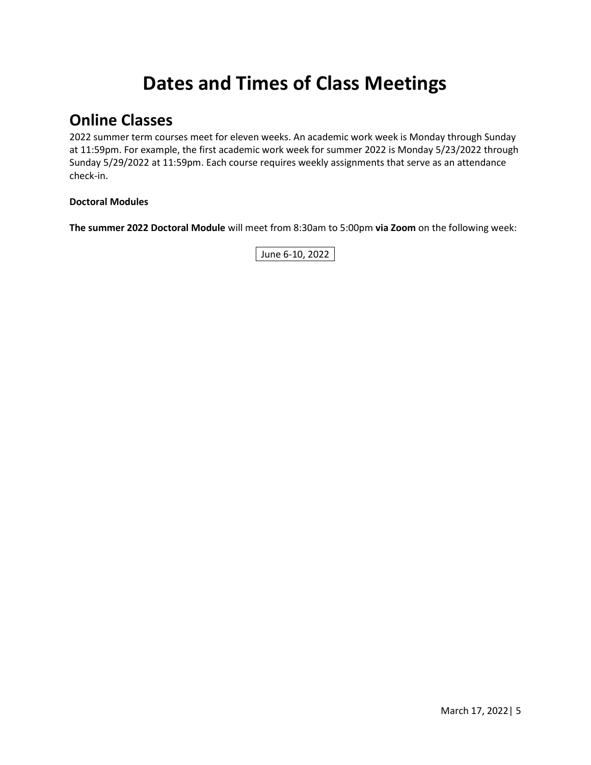# Dates and Times of Class Meetings

## Online Classes

2022 summer term courses meet for eleven weeks. An academic work week is Monday through Sunday at 11:59pm. For example, the first academic work week for summer 2022 is Monday 5/23/2022 through Sunday 5/29/2022 at 11:59pm. Each course requires weekly assignments that serve as an attendance check-in.

**Doctoral Modules**

**The summer 2022 Doctoral Module** will meet from 8:30am to 5:00pm **via Zoom** on the following week:

June 6-10, 2022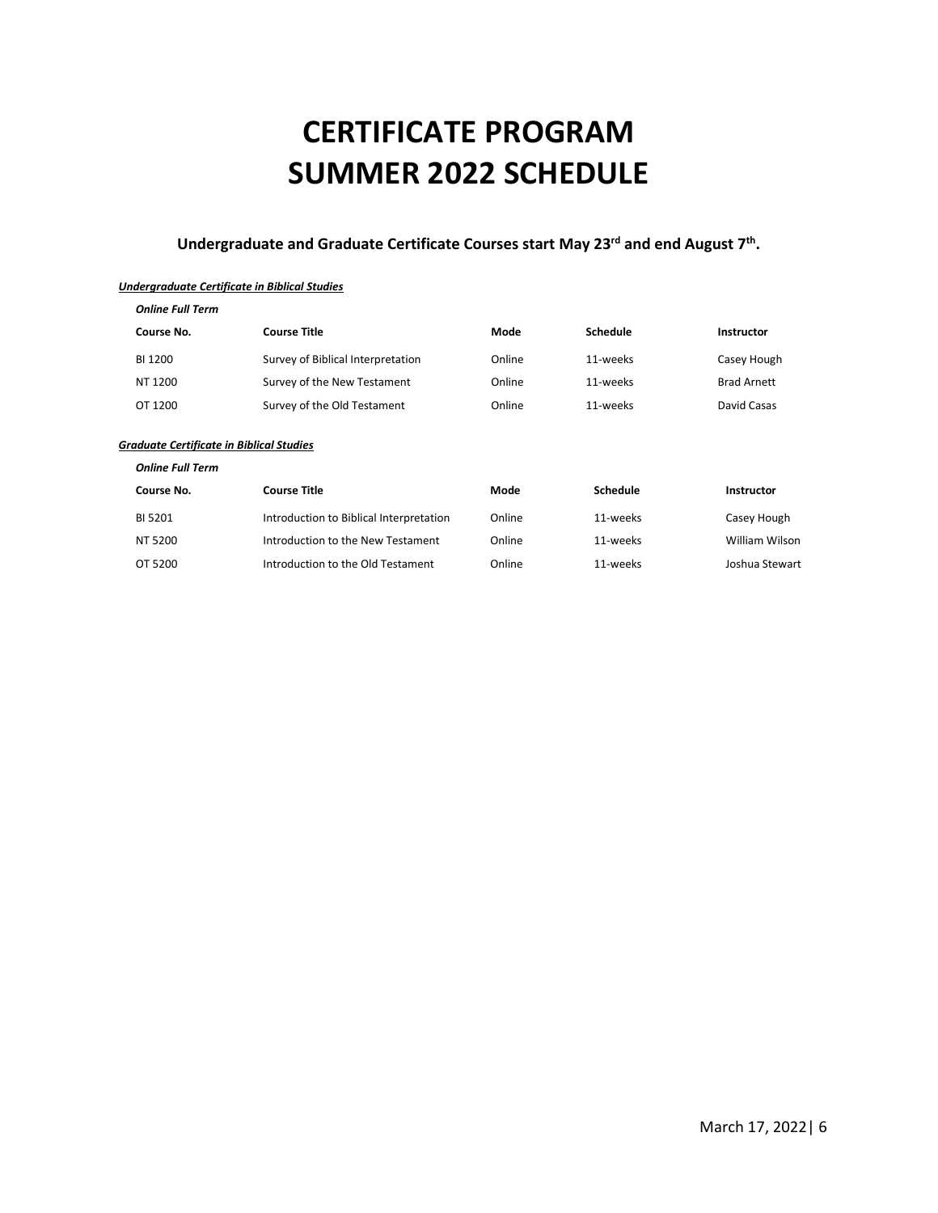# CERTIFICATE PROGRAM
# SUMMER 2022 SCHEDULE

**Undergraduate and Graduate Certificate Courses start May 23rd and end August 7th.**

***Undergraduate Certificate in Biblical Studies***

***Online Full Term***

| Course No. | Course Title | Mode | Schedule | Instructor |
|---|---|---|---|---|
| BI 1200 | Survey of Biblical Interpretation | Online | 11-weeks | Casey Hough |
| NT 1200 | Survey of the New Testament | Online | 11-weeks | Brad Arnett |
| OT 1200 | Survey of the Old Testament | Online | 11-weeks | David Casas |

***Graduate Certificate in Biblical Studies***

***Online Full Term***

| Course No. | Course Title | Mode | Schedule | Instructor |
|---|---|---|---|---|
| BI 5201 | Introduction to Biblical Interpretation | Online | 11-weeks | Casey Hough |
| NT 5200 | Introduction to the New Testament | Online | 11-weeks | William Wilson |
| OT 5200 | Introduction to the Old Testament | Online | 11-weeks | Joshua Stewart |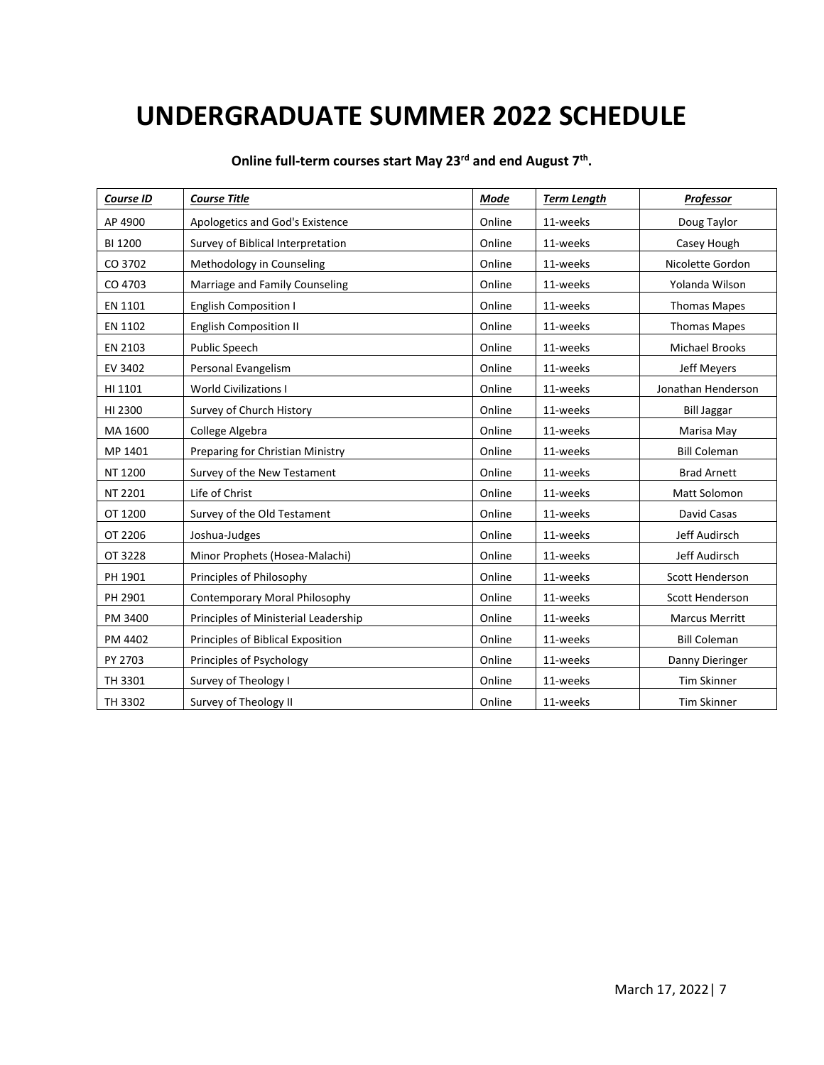# UNDERGRADUATE SUMMER 2022 SCHEDULE

**Online full-term courses start May 23rd and end August 7th.**

| *Course ID* | *Course Title* | *Mode* | *Term Length* | *Professor* |
|---|---|---|---|---|
| AP 4900 | Apologetics and God's Existence | Online | 11-weeks | Doug Taylor |
| BI 1200 | Survey of Biblical Interpretation | Online | 11-weeks | Casey Hough |
| CO 3702 | Methodology in Counseling | Online | 11-weeks | Nicolette Gordon |
| CO 4703 | Marriage and Family Counseling | Online | 11-weeks | Yolanda Wilson |
| EN 1101 | English Composition I | Online | 11-weeks | Thomas Mapes |
| EN 1102 | English Composition II | Online | 11-weeks | Thomas Mapes |
| EN 2103 | Public Speech | Online | 11-weeks | Michael Brooks |
| EV 3402 | Personal Evangelism | Online | 11-weeks | Jeff Meyers |
| HI 1101 | World Civilizations I | Online | 11-weeks | Jonathan Henderson |
| HI 2300 | Survey of Church History | Online | 11-weeks | Bill Jaggar |
| MA 1600 | College Algebra | Online | 11-weeks | Marisa May |
| MP 1401 | Preparing for Christian Ministry | Online | 11-weeks | Bill Coleman |
| NT 1200 | Survey of the New Testament | Online | 11-weeks | Brad Arnett |
| NT 2201 | Life of Christ | Online | 11-weeks | Matt Solomon |
| OT 1200 | Survey of the Old Testament | Online | 11-weeks | David Casas |
| OT 2206 | Joshua-Judges | Online | 11-weeks | Jeff Audirsch |
| OT 3228 | Minor Prophets (Hosea-Malachi) | Online | 11-weeks | Jeff Audirsch |
| PH 1901 | Principles of Philosophy | Online | 11-weeks | Scott Henderson |
| PH 2901 | Contemporary Moral Philosophy | Online | 11-weeks | Scott Henderson |
| PM 3400 | Principles of Ministerial Leadership | Online | 11-weeks | Marcus Merritt |
| PM 4402 | Principles of Biblical Exposition | Online | 11-weeks | Bill Coleman |
| PY 2703 | Principles of Psychology | Online | 11-weeks | Danny Dieringer |
| TH 3301 | Survey of Theology I | Online | 11-weeks | Tim Skinner |
| TH 3302 | Survey of Theology II | Online | 11-weeks | Tim Skinner |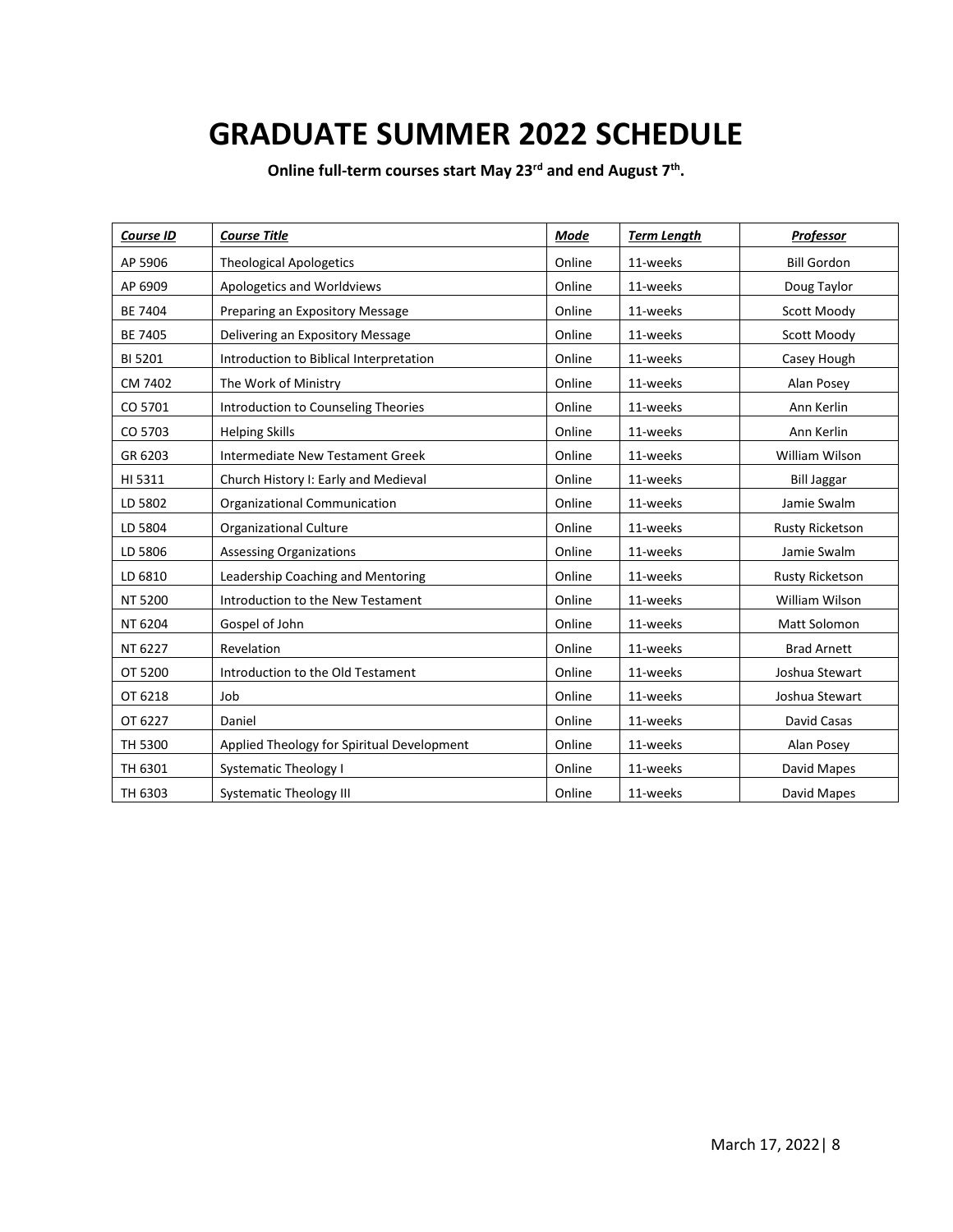# GRADUATE SUMMER 2022 SCHEDULE

**Online full-term courses start May 23rd and end August 7th.**

| *Course ID* | *Course Title* | *Mode* | *Term Length* | *Professor* |
|---|---|---|---|---|
| AP 5906 | Theological Apologetics | Online | 11-weeks | Bill Gordon |
| AP 6909 | Apologetics and Worldviews | Online | 11-weeks | Doug Taylor |
| BE 7404 | Preparing an Expository Message | Online | 11-weeks | Scott Moody |
| BE 7405 | Delivering an Expository Message | Online | 11-weeks | Scott Moody |
| BI 5201 | Introduction to Biblical Interpretation | Online | 11-weeks | Casey Hough |
| CM 7402 | The Work of Ministry | Online | 11-weeks | Alan Posey |
| CO 5701 | Introduction to Counseling Theories | Online | 11-weeks | Ann Kerlin |
| CO 5703 | Helping Skills | Online | 11-weeks | Ann Kerlin |
| GR 6203 | Intermediate New Testament Greek | Online | 11-weeks | William Wilson |
| HI 5311 | Church History I: Early and Medieval | Online | 11-weeks | Bill Jaggar |
| LD 5802 | Organizational Communication | Online | 11-weeks | Jamie Swalm |
| LD 5804 | Organizational Culture | Online | 11-weeks | Rusty Ricketson |
| LD 5806 | Assessing Organizations | Online | 11-weeks | Jamie Swalm |
| LD 6810 | Leadership Coaching and Mentoring | Online | 11-weeks | Rusty Ricketson |
| NT 5200 | Introduction to the New Testament | Online | 11-weeks | William Wilson |
| NT 6204 | Gospel of John | Online | 11-weeks | Matt Solomon |
| NT 6227 | Revelation | Online | 11-weeks | Brad Arnett |
| OT 5200 | Introduction to the Old Testament | Online | 11-weeks | Joshua Stewart |
| OT 6218 | Job | Online | 11-weeks | Joshua Stewart |
| OT 6227 | Daniel | Online | 11-weeks | David Casas |
| TH 5300 | Applied Theology for Spiritual Development | Online | 11-weeks | Alan Posey |
| TH 6301 | Systematic Theology I | Online | 11-weeks | David Mapes |
| TH 6303 | Systematic Theology III | Online | 11-weeks | David Mapes |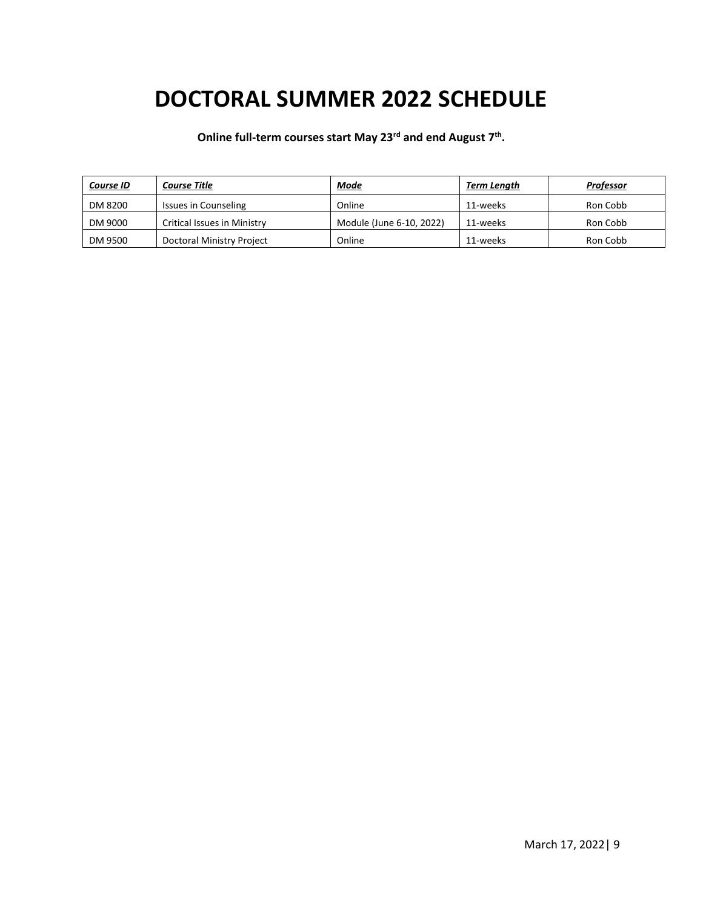# DOCTORAL SUMMER 2022 SCHEDULE

**Online full-term courses start May 23rd and end August 7th.**

| ***Course ID*** | ***Course Title*** | ***Mode*** | ***Term Length*** | ***Professor*** |
|---|---|---|---|---|
| DM 8200 | Issues in Counseling | Online | 11-weeks | Ron Cobb |
| DM 9000 | Critical Issues in Ministry | Module (June 6-10, 2022) | 11-weeks | Ron Cobb |
| DM 9500 | Doctoral Ministry Project | Online | 11-weeks | Ron Cobb |

March 17, 2022